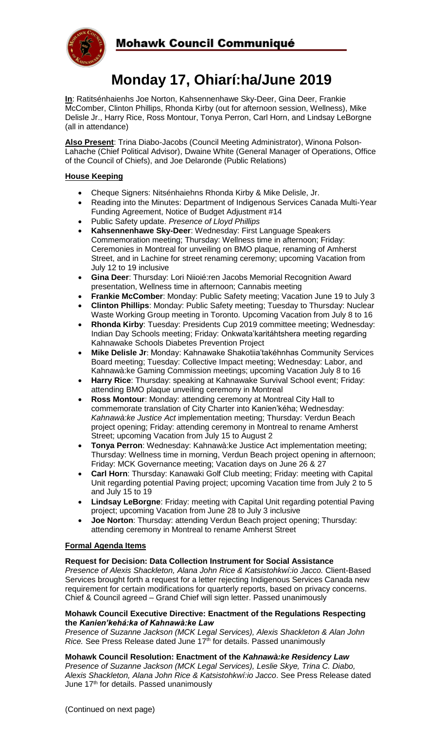## Mohawk Council Communiqué

# Monday 17, Ohiarí:ha/June 2019

**In**: Ratitsénhaienhs Joe Norton, Kahsennenhawe Sky-Deer, Gina Deer, Frankie McComber, Clinton Phillips, Rhonda Kirby (out for afternoon session, Wellness), Mike Delisle Jr., Harry Rice, Ross Montour, Tonya Perron, Carl Horn, and Lindsay LeBorgne (all in attendance)

**Also Present**: Trina Diabo-Jacobs (Council Meeting Administrator), Winona Polson-Lahache (Chief Political Advisor), Dwaine White (General Manager of Operations, Office of the Council of Chiefs), and Joe Delaronde (Public Relations)

### House Keeping

- Cheque Signers: Nitsénhaiehns Rhonda Kirby & Mike Delisle, Jr.
- Reading into the Minutes: Department of Indigenous Services Canada Multi-Year Funding Agreement, Notice of Budget Adjustment #14
- Public Safety update. *Presence of Lloyd Phillips*
- **Kahsennenhawe Sky-Deer**: Wednesday: First Language Speakers Commemoration meeting; Thursday: Wellness time in afternoon; Friday: Ceremonies in Montreal for unveiling on BMO plaque, renaming of Amherst Street, and in Lachine for street renaming ceremony; upcoming Vacation from July 12 to 19 inclusive
- **Gina Deer**: Thursday: Lori Niioié:ren Jacobs Memorial Recognition Award presentation, Wellness time in afternoon; Cannabis meeting
- **Frankie McComber**: Monday: Public Safety meeting; Vacation June 19 to July 3
- **Clinton Phillips**: Monday: Public Safety meeting; Tuesday to Thursday: Nuclear Waste Working Group meeting in Toronto. Upcoming Vacation from July 8 to 16
- **Rhonda Kirby**: Tuesday: Presidents Cup 2019 committee meeting; Wednesday: Indian Day Schools meeting; Friday: Onkwata'karitáhtshera meeting regarding Kahnawake Schools Diabetes Prevention Project
- **Mike Delisle Jr**: Monday: Kahnawake Shakotiia'takéhnhas Community Services Board meeting; Tuesday: Collective Impact meeting; Wednesday: Labor, and Kahnawà:ke Gaming Commission meetings; upcoming Vacation July 8 to 16
- **Harry Rice**: Thursday: speaking at Kahnawake Survival School event; Friday: attending BMO plaque unveiling ceremony in Montreal
- **Ross Montour**: Monday: attending ceremony at Montreal City Hall to commemorate translation of City Charter into Kanien'kéha; Wednesday: *Kahnawà:ke Justice Act* implementation meeting; Thursday: Verdun Beach project opening; Friday: attending ceremony in Montreal to rename Amherst Street; upcoming Vacation from July 15 to August 2
- **Tonya Perron**: Wednesday: Kahnawà:ke Justice Act implementation meeting; Thursday: Wellness time in morning, Verdun Beach project opening in afternoon; Friday: MCK Governance meeting; Vacation days on June 26 & 27
- **Carl Horn**: Thursday: Kanawaki Golf Club meeting; Friday: meeting with Capital Unit regarding potential Paving project; upcoming Vacation time from July 2 to 5 and July 15 to 19
- **Lindsay LeBorgne**: Friday: meeting with Capital Unit regarding potential Paving project; upcoming Vacation from June 28 to July 3 inclusive
- **Joe Norton**: Thursday: attending Verdun Beach project opening; Thursday: attending ceremony in Montreal to rename Amherst Street

### Formal Agenda Items

**Request for Decision: Data Collection Instrument for Social Assistance**
*Presence of Alexis Shackleton, Alana John Rice & Katsistohkwí:io Jacco.* Client-Based Services brought forth a request for a letter rejecting Indigenous Services Canada new requirement for certain modifications for quarterly reports, based on privacy concerns. Chief & Council agreed – Grand Chief will sign letter. Passed unanimously

**Mohawk Council Executive Directive: Enactment of the Regulations Respecting the *Kanien'kehá:ka of Kahnawà:ke Law***
*Presence of Suzanne Jackson (MCK Legal Services), Alexis Shackleton & Alan John Rice.* See Press Release dated June 17th for details. Passed unanimously

**Mohawk Council Resolution: Enactment of the *Kahnawà:ke Residency Law***
*Presence of Suzanne Jackson (MCK Legal Services), Leslie Skye, Trina C. Diabo, Alexis Shackleton, Alana John Rice & Katsistohkwí:io Jacco*. See Press Release dated June 17th for details. Passed unanimously

(Continued on next page)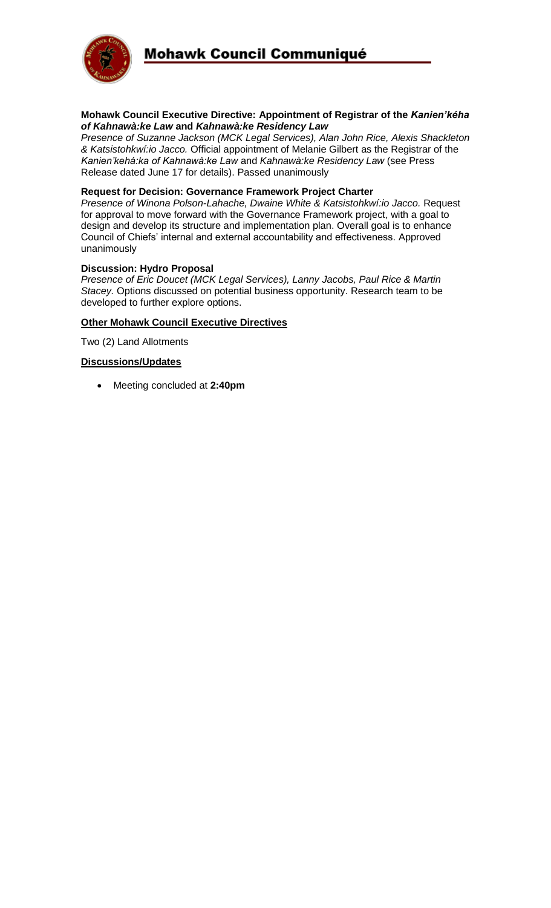**Mohawk Council Executive Directive: Appointment of Registrar of the *Kanien'kéha of Kahnawà:ke Law* and *Kahnawà:ke Residency Law***
*Presence of Suzanne Jackson (MCK Legal Services), Alan John Rice, Alexis Shackleton & Katsistohkwí:io Jacco.* Official appointment of Melanie Gilbert as the Registrar of the *Kanien'kehá:ka of Kahnawà:ke Law* and *Kahnawà:ke Residency Law* (see Press Release dated June 17 for details). Passed unanimously

**Request for Decision: Governance Framework Project Charter**
*Presence of Winona Polson-Lahache, Dwaine White & Katsistohkwí:io Jacco.* Request for approval to move forward with the Governance Framework project, with a goal to design and develop its structure and implementation plan. Overall goal is to enhance Council of Chiefs' internal and external accountability and effectiveness. Approved unanimously

**Discussion: Hydro Proposal**
*Presence of Eric Doucet (MCK Legal Services), Lanny Jacobs, Paul Rice & Martin Stacey.* Options discussed on potential business opportunity. Research team to be developed to further explore options.

**Other Mohawk Council Executive Directives**

Two (2) Land Allotments

**Discussions/Updates**

- Meeting concluded at **2:40pm**